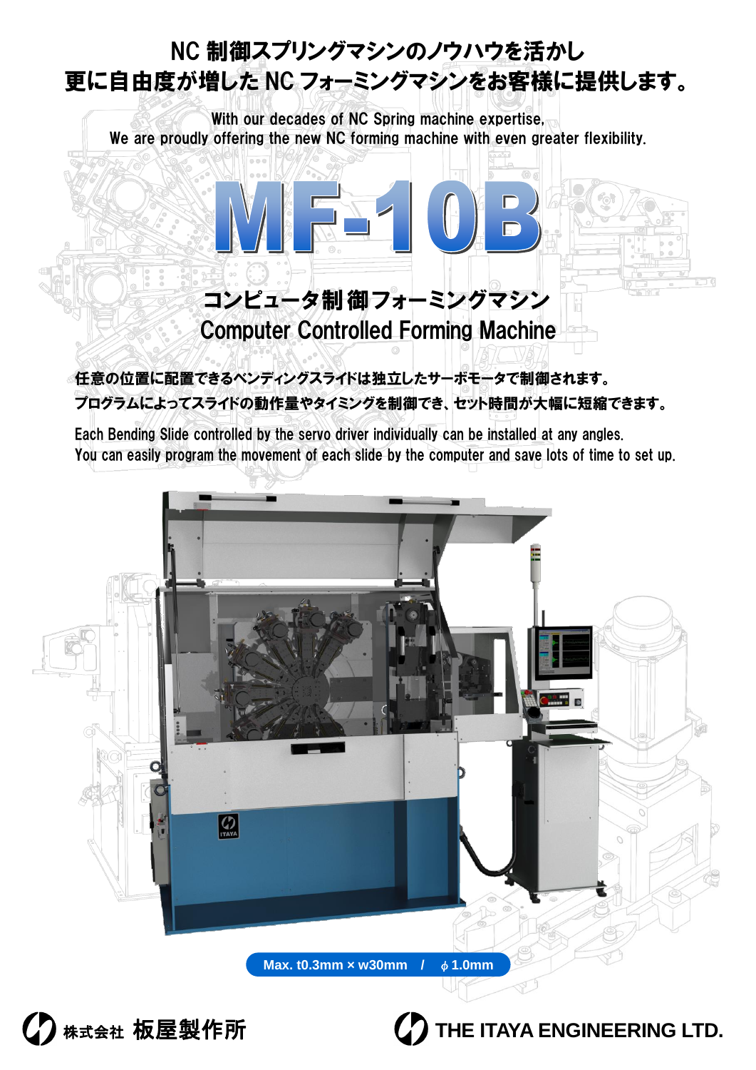## NC 制御スプリングマシンのノウハウを活かし
## 更に自由度が増した NC フォーミングマシンをお客様に提供します。

With our decades of NC Spring machine expertise,
We are proudly offering the new NC forming machine with even greater flexibility.

# MF-10B

## コンピュータ制御フォーミングマシン
## Computer Controlled Forming Machine

**任意の位置に配置できるベンディングスライドは独立したサーボモータで制御されます。**
**プログラムによってスライドの動作量やタイミングを制御でき、セット時間が大幅に短縮できます。**

Each Bending Slide controlled by the servo driver individually can be installed at any angles.
You can easily program the movement of each slide by the computer and save lots of time to set up.

**Max. t0.3mm × w30mm / ϕ1.0mm**

株式会社 板屋製作所

THE ITAYA ENGINEERING LTD.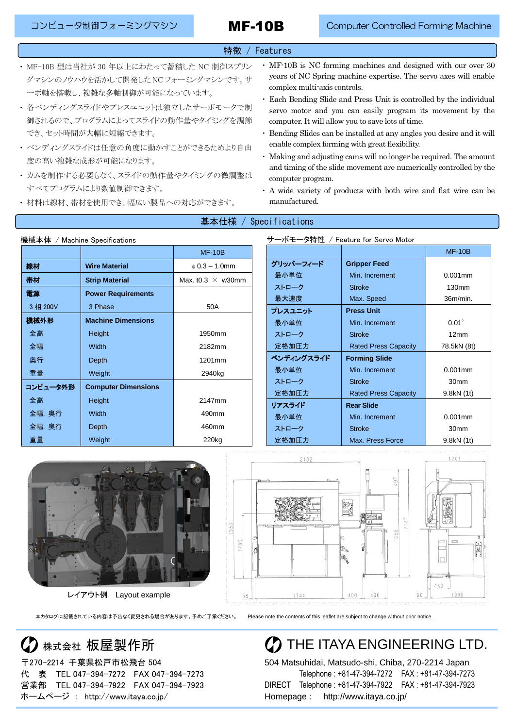# コンピュータ制御フォーミングマシン　MF-10B　Computer Controlled Forming Machine

## 特徴 / Features

- MF-10B 型は当社が 30 年以上にわたって蓄積した NC 制御スプリングマシンのノウハウを活かして開発した NC フォーミングマシンです。サーボ軸を搭載し、複雑な多軸制御が可能になっています。
- 各ベンディングスライドやプレスユニットは独立したサーボモータで制御されるので、プログラムによってスライドの動作量やタイミングを調節でき、セット時間が大幅に短縮できます。
- ベンディングスライドは任意の角度に動かすことができるためより自由度の高い複雑な成形が可能になります。
- カムを制作する必要もなく、スライドの動作量やタイミングの微調整はすべてプログラムにより数値制御できます。
- 材料は線材、帯材を使用でき、幅広い製品への対応ができます。

- MF-10B is NC forming machines and designed with our over 30 years of NC Spring machine expertise. The servo axes will enable complex multi-axis controls.
- Each Bending Slide and Press Unit is controlled by the individual servo motor and you can easily program its movement by the computer. It will allow you to save lots of time.
- Bending Slides can be installed at any angles you desire and it will enable complex forming with great flexibility.
- Making and adjusting cams will no longer be required. The amount and timing of the slide movement are numerically controlled by the computer program.
- A wide variety of products with both wire and flat wire can be manufactured.

## 基本仕様 / Specifications

### 機械本体 / Machine Specifications

| | | MF-10B |
|---|---|---|
| **線材** | **Wire Material** | φ0.3 – 1.0mm |
| **帯材** | **Strip Material** | Max. t0.3 × w30mm |
| **電源** | **Power Requirements** | |
| 3 相 200V | 3 Phase | 50A |
| **機械外形** | **Machine Dimensions** | |
| 全高 | Height | 1950mm |
| 全幅 | Width | 2182mm |
| 奥行 | Depth | 1201mm |
| 重量 | Weight | 2940kg |
| **コンピュータ外形** | **Computer Dimensions** | |
| 全高 | Height | 2147mm |
| 全幅, 奥行 | Width | 490mm |
| 全幅, 奥行 | Depth | 460mm |
| 重量 | Weight | 220kg |

### サーボモータ特性 / Feature for Servo Motor

| | | MF-10B |
|---|---|---|
| **グリッパーフィード** | **Gripper Feed** | |
| 最小単位 | Min. Increment | 0.001mm |
| ストローク | Stroke | 130mm |
| 最大速度 | Max. Speed | 36m/min. |
| **プレスユニット** | **Press Unit** | |
| 最小単位 | Min. Increment | 0.01° |
| ストローク | Stroke | 12mm |
| 定格加圧力 | Rated Press Capacity | 78.5kN (8t) |
| **ベンディングスライド** | **Forming Slide** | |
| 最小単位 | Min. Increment | 0.001mm |
| ストローク | Stroke | 30mm |
| 定格加圧力 | Rated Press Capacity | 9.8kN (1t) |
| **リアスライド** | **Rear Slide** | |
| 最小単位 | Min. Increment | 0.001mm |
| ストローク | Stroke | 30mm |
| 定格加圧力 | Max. Press Force | 9.8kN (1t) |

レイアウト例　Layout example

2182　1201　497　1950　1280　1650　2147　58　1744　400　490　60　460　1090

本カタログに記載されている内容は予告なく変更される場合があります。予めご了承ください。　Please note the contents of this leaflet are subject to change without prior notice.

**株式会社 板屋製作所**

〒270-2214 千葉県松戸市松飛台 504
代　表　TEL 047-394-7272　FAX 047-394-7273
営業部　TEL 047-394-7922　FAX 047-394-7923
ホームページ ： http://www.itaya.co.jp/

**THE ITAYA ENGINEERING LTD.**

504 Matsuhidai, Matsudo-shi, Chiba, 270-2214 Japan
Telephone : +81-47-394-7272　FAX : +81-47-394-7273
DIRECT　Telephone : +81-47-394-7922　FAX : +81-47-394-7923
Homepage : http://www.itaya.co.jp/